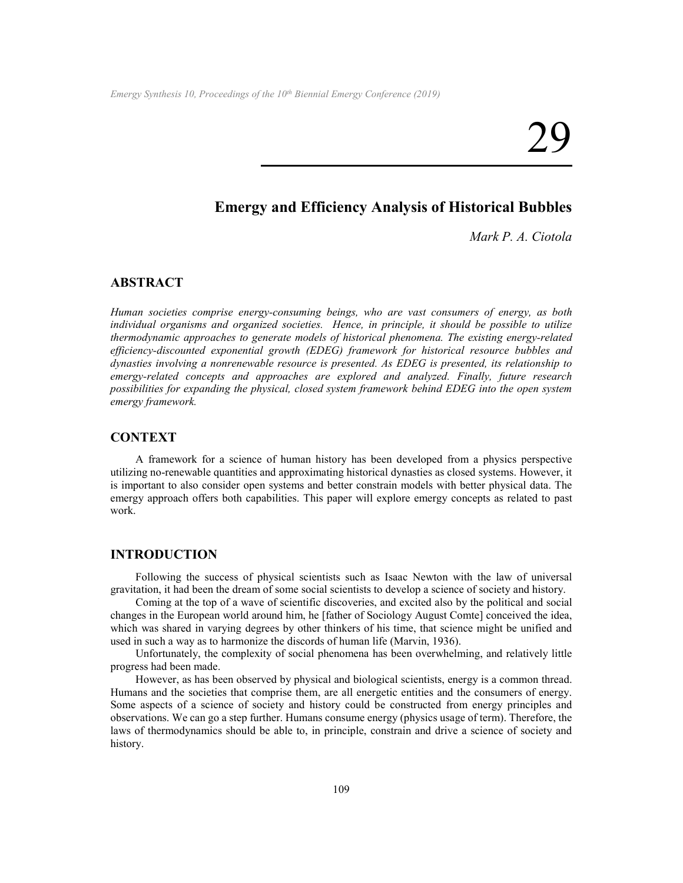# 29

## Emergy and Efficiency Analysis of Historical Bubbles

*Mark P. A. Ciotola*

### ABSTRACT

*Human societies comprise energy-consuming beings, who are vast consumers of energy, as both individual organisms and organized societies. Hence, in principle, it should be possible to utilize thermodynamic approaches to generate models of historical phenomena. The existing energy-related efficiency-discounted exponential growth (EDEG) framework for historical resource bubbles and dynasties involving a nonrenewable resource is presented. As EDEG is presented, its relationship to emergy-related concepts and approaches are explored and analyzed. Finally, future research possibilities for expanding the physical, closed system framework behind EDEG into the open system emergy framework.*

### CONTEXT

A framework for a science of human history has been developed from a physics perspective utilizing no-renewable quantities and approximating historical dynasties as closed systems. However, it is important to also consider open systems and better constrain models with better physical data. The emergy approach offers both capabilities. This paper will explore emergy concepts as related to past work.

### INTRODUCTION

Following the success of physical scientists such as Isaac Newton with the law of universal gravitation, it had been the dream of some social scientists to develop a science of society and history.

Coming at the top of a wave of scientific discoveries, and excited also by the political and social changes in the European world around him, he [father of Sociology August Comte] conceived the idea, which was shared in varying degrees by other thinkers of his time, that science might be unified and used in such a way as to harmonize the discords of human life (Marvin, 1936).

Unfortunately, the complexity of social phenomena has been overwhelming, and relatively little progress had been made.

However, as has been observed by physical and biological scientists, energy is a common thread. Humans and the societies that comprise them, are all energetic entities and the consumers of energy. Some aspects of a science of society and history could be constructed from energy principles and observations. We can go a step further. Humans consume energy (physics usage of term). Therefore, the laws of thermodynamics should be able to, in principle, constrain and drive a science of society and history.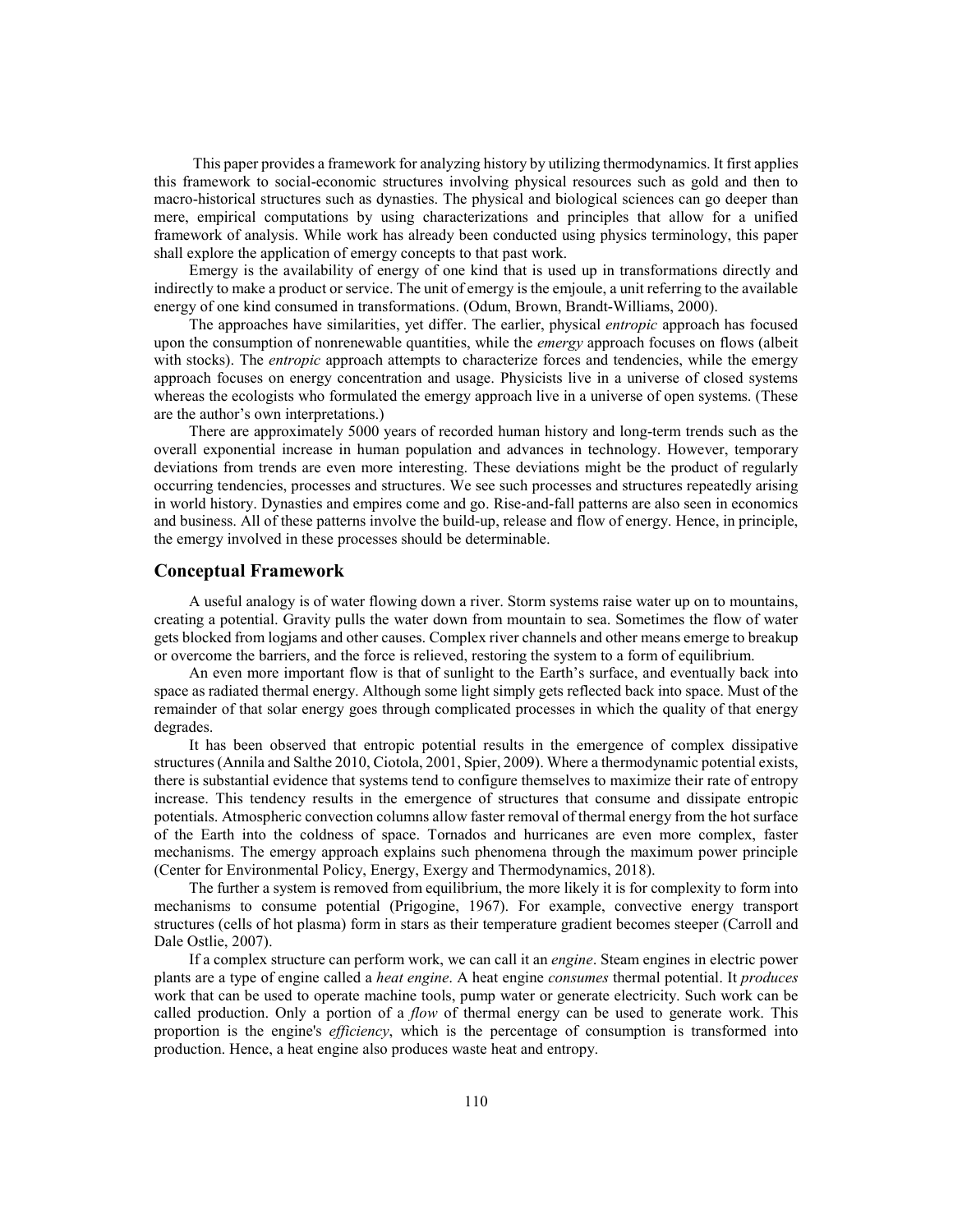This paper provides a framework for analyzing history by utilizing thermodynamics. It first applies this framework to social-economic structures involving physical resources such as gold and then to macro-historical structures such as dynasties. The physical and biological sciences can go deeper than mere, empirical computations by using characterizations and principles that allow for a unified framework of analysis. While work has already been conducted using physics terminology, this paper shall explore the application of emergy concepts to that past work.

Emergy is the availability of energy of one kind that is used up in transformations directly and indirectly to make a product or service. The unit of emergy is the emjoule, a unit referring to the available energy of one kind consumed in transformations. (Odum, Brown, Brandt-Williams, 2000).

The approaches have similarities, yet differ. The earlier, physical *entropic* approach has focused upon the consumption of nonrenewable quantities, while the *emergy* approach focuses on flows (albeit with stocks). The *entropic* approach attempts to characterize forces and tendencies, while the emergy approach focuses on energy concentration and usage. Physicists live in a universe of closed systems whereas the ecologists who formulated the emergy approach live in a universe of open systems. (These are the author's own interpretations.)

There are approximately 5000 years of recorded human history and long-term trends such as the overall exponential increase in human population and advances in technology. However, temporary deviations from trends are even more interesting. These deviations might be the product of regularly occurring tendencies, processes and structures. We see such processes and structures repeatedly arising in world history. Dynasties and empires come and go. Rise-and-fall patterns are also seen in economics and business. All of these patterns involve the build-up, release and flow of energy. Hence, in principle, the emergy involved in these processes should be determinable.

## Conceptual Framework

A useful analogy is of water flowing down a river. Storm systems raise water up on to mountains, creating a potential. Gravity pulls the water down from mountain to sea. Sometimes the flow of water gets blocked from logjams and other causes. Complex river channels and other means emerge to breakup or overcome the barriers, and the force is relieved, restoring the system to a form of equilibrium.

An even more important flow is that of sunlight to the Earth's surface, and eventually back into space as radiated thermal energy. Although some light simply gets reflected back into space. Must of the remainder of that solar energy goes through complicated processes in which the quality of that energy degrades.

It has been observed that entropic potential results in the emergence of complex dissipative structures (Annila and Salthe 2010, Ciotola, 2001, Spier, 2009). Where a thermodynamic potential exists, there is substantial evidence that systems tend to configure themselves to maximize their rate of entropy increase. This tendency results in the emergence of structures that consume and dissipate entropic potentials. Atmospheric convection columns allow faster removal of thermal energy from the hot surface of the Earth into the coldness of space. Tornados and hurricanes are even more complex, faster mechanisms. The emergy approach explains such phenomena through the maximum power principle (Center for Environmental Policy, Energy, Exergy and Thermodynamics, 2018).

The further a system is removed from equilibrium, the more likely it is for complexity to form into mechanisms to consume potential (Prigogine, 1967). For example, convective energy transport structures (cells of hot plasma) form in stars as their temperature gradient becomes steeper (Carroll and Dale Ostlie, 2007).

If a complex structure can perform work, we can call it an *engine*. Steam engines in electric power plants are a type of engine called a *heat engine*. A heat engine *consumes* thermal potential. It *produces* work that can be used to operate machine tools, pump water or generate electricity. Such work can be called production. Only a portion of a *flow* of thermal energy can be used to generate work. This proportion is the engine's *efficiency*, which is the percentage of consumption is transformed into production. Hence, a heat engine also produces waste heat and entropy.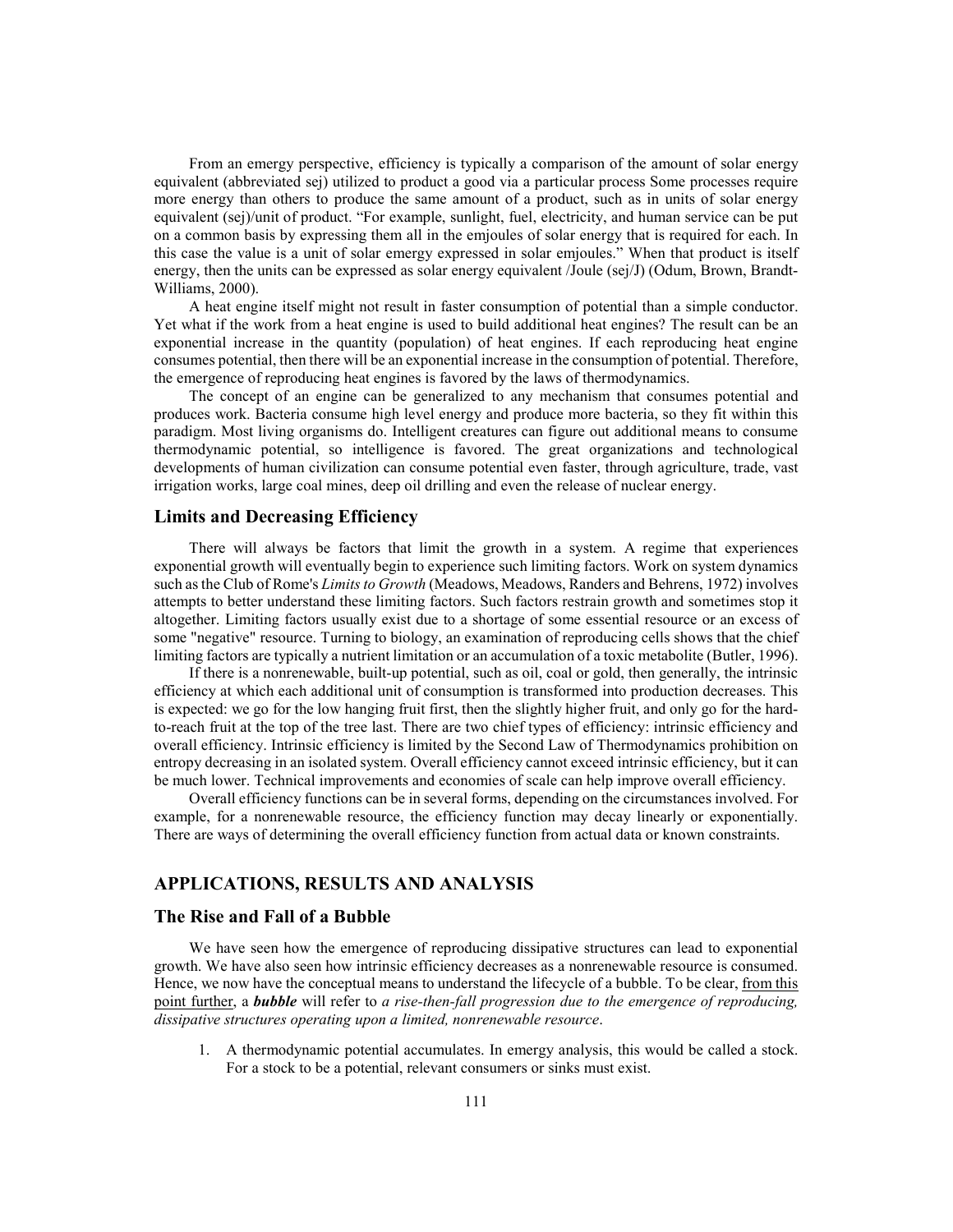From an emergy perspective, efficiency is typically a comparison of the amount of solar energy equivalent (abbreviated sej) utilized to product a good via a particular process Some processes require more energy than others to produce the same amount of a product, such as in units of solar energy equivalent (sej)/unit of product. "For example, sunlight, fuel, electricity, and human service can be put on a common basis by expressing them all in the emjoules of solar energy that is required for each. In this case the value is a unit of solar emergy expressed in solar emjoules." When that product is itself energy, then the units can be expressed as solar energy equivalent /Joule (sej/J) (Odum, Brown, Brandt-Williams, 2000).

A heat engine itself might not result in faster consumption of potential than a simple conductor. Yet what if the work from a heat engine is used to build additional heat engines? The result can be an exponential increase in the quantity (population) of heat engines. If each reproducing heat engine consumes potential, then there will be an exponential increase in the consumption of potential. Therefore, the emergence of reproducing heat engines is favored by the laws of thermodynamics.

The concept of an engine can be generalized to any mechanism that consumes potential and produces work. Bacteria consume high level energy and produce more bacteria, so they fit within this paradigm. Most living organisms do. Intelligent creatures can figure out additional means to consume thermodynamic potential, so intelligence is favored. The great organizations and technological developments of human civilization can consume potential even faster, through agriculture, trade, vast irrigation works, large coal mines, deep oil drilling and even the release of nuclear energy.

## Limits and Decreasing Efficiency

There will always be factors that limit the growth in a system. A regime that experiences exponential growth will eventually begin to experience such limiting factors. Work on system dynamics such as the Club of Rome's *Limits to Growth* (Meadows, Meadows, Randers and Behrens, 1972) involves attempts to better understand these limiting factors. Such factors restrain growth and sometimes stop it altogether. Limiting factors usually exist due to a shortage of some essential resource or an excess of some "negative" resource. Turning to biology, an examination of reproducing cells shows that the chief limiting factors are typically a nutrient limitation or an accumulation of a toxic metabolite (Butler, 1996).

If there is a nonrenewable, built-up potential, such as oil, coal or gold, then generally, the intrinsic efficiency at which each additional unit of consumption is transformed into production decreases. This is expected: we go for the low hanging fruit first, then the slightly higher fruit, and only go for the hard-to-reach fruit at the top of the tree last. There are two chief types of efficiency: intrinsic efficiency and overall efficiency. Intrinsic efficiency is limited by the Second Law of Thermodynamics prohibition on entropy decreasing in an isolated system. Overall efficiency cannot exceed intrinsic efficiency, but it can be much lower. Technical improvements and economies of scale can help improve overall efficiency.

Overall efficiency functions can be in several forms, depending on the circumstances involved. For example, for a nonrenewable resource, the efficiency function may decay linearly or exponentially. There are ways of determining the overall efficiency function from actual data or known constraints.

# APPLICATIONS, RESULTS AND ANALYSIS

## The Rise and Fall of a Bubble

We have seen how the emergence of reproducing dissipative structures can lead to exponential growth. We have also seen how intrinsic efficiency decreases as a nonrenewable resource is consumed. Hence, we now have the conceptual means to understand the lifecycle of a bubble. To be clear, from this point further, a ***bubble*** will refer to *a rise-then-fall progression due to the emergence of reproducing, dissipative structures operating upon a limited, nonrenewable resource*.

1. A thermodynamic potential accumulates. In emergy analysis, this would be called a stock. For a stock to be a potential, relevant consumers or sinks must exist.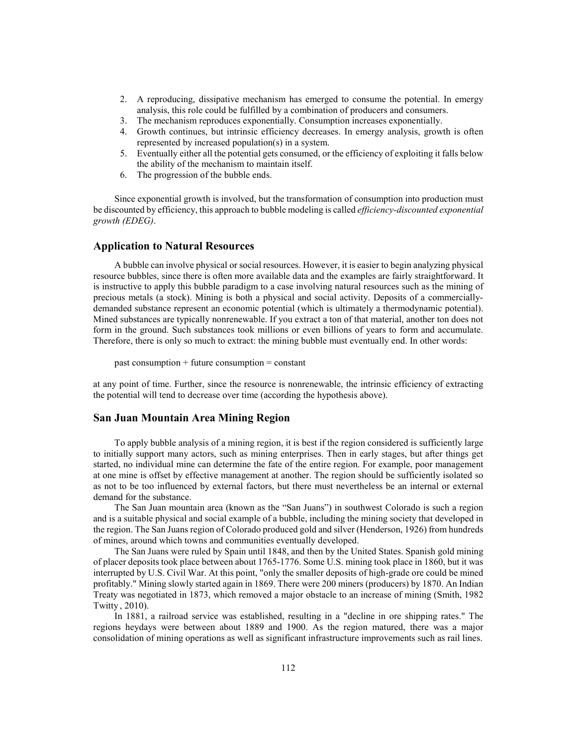2. A reproducing, dissipative mechanism has emerged to consume the potential. In emergy analysis, this role could be fulfilled by a combination of producers and consumers.
3. The mechanism reproduces exponentially. Consumption increases exponentially.
4. Growth continues, but intrinsic efficiency decreases. In emergy analysis, growth is often represented by increased population(s) in a system.
5. Eventually either all the potential gets consumed, or the efficiency of exploiting it falls below the ability of the mechanism to maintain itself.
6. The progression of the bubble ends.

Since exponential growth is involved, but the transformation of consumption into production must be discounted by efficiency, this approach to bubble modeling is called *efficiency-discounted exponential growth (EDEG)*.

## Application to Natural Resources

A bubble can involve physical or social resources. However, it is easier to begin analyzing physical resource bubbles, since there is often more available data and the examples are fairly straightforward. It is instructive to apply this bubble paradigm to a case involving natural resources such as the mining of precious metals (a stock). Mining is both a physical and social activity. Deposits of a commercially-demanded substance represent an economic potential (which is ultimately a thermodynamic potential). Mined substances are typically nonrenewable. If you extract a ton of that material, another ton does not form in the ground. Such substances took millions or even billions of years to form and accumulate. Therefore, there is only so much to extract: the mining bubble must eventually end. In other words:

past consumption + future consumption = constant

at any point of time. Further, since the resource is nonrenewable, the intrinsic efficiency of extracting the potential will tend to decrease over time (according the hypothesis above).

## San Juan Mountain Area Mining Region

To apply bubble analysis of a mining region, it is best if the region considered is sufficiently large to initially support many actors, such as mining enterprises. Then in early stages, but after things get started, no individual mine can determine the fate of the entire region. For example, poor management at one mine is offset by effective management at another. The region should be sufficiently isolated so as not to be too influenced by external factors, but there must nevertheless be an internal or external demand for the substance.

The San Juan mountain area (known as the "San Juans") in southwest Colorado is such a region and is a suitable physical and social example of a bubble, including the mining society that developed in the region. The San Juans region of Colorado produced gold and silver (Henderson, 1926) from hundreds of mines, around which towns and communities eventually developed.

The San Juans were ruled by Spain until 1848, and then by the United States. Spanish gold mining of placer deposits took place between about 1765-1776. Some U.S. mining took place in 1860, but it was interrupted by U.S. Civil War. At this point, "only the smaller deposits of high-grade ore could be mined profitably." Mining slowly started again in 1869. There were 200 miners (producers) by 1870. An Indian Treaty was negotiated in 1873, which removed a major obstacle to an increase of mining (Smith, 1982 Twitty , 2010).

In 1881, a railroad service was established, resulting in a "decline in ore shipping rates." The regions heydays were between about 1889 and 1900. As the region matured, there was a major consolidation of mining operations as well as significant infrastructure improvements such as rail lines.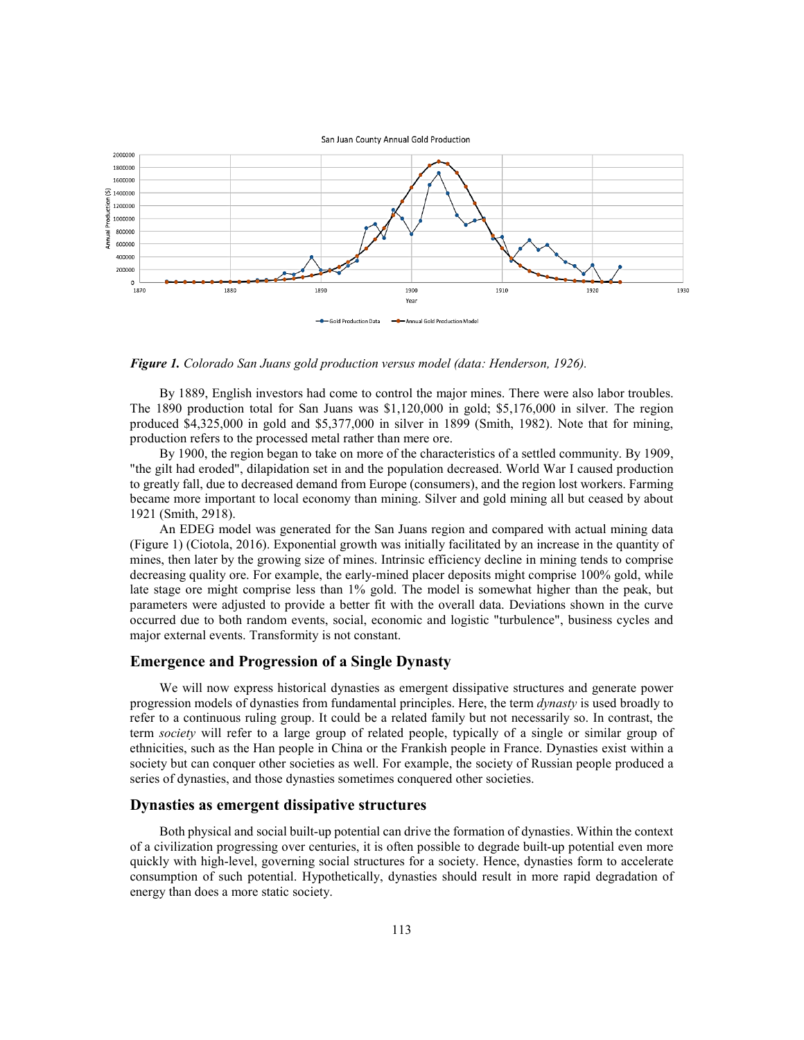*Figure 1. Colorado San Juans gold production versus model (data: Henderson, 1926).*

By 1889, English investors had come to control the major mines. There were also labor troubles. The 1890 production total for San Juans was $1,120,000 in gold; $5,176,000 in silver. The region produced $4,325,000 in gold and $5,377,000 in silver in 1899 (Smith, 1982). Note that for mining, production refers to the processed metal rather than mere ore.

By 1900, the region began to take on more of the characteristics of a settled community. By 1909, "the gilt had eroded", dilapidation set in and the population decreased. World War I caused production to greatly fall, due to decreased demand from Europe (consumers), and the region lost workers. Farming became more important to local economy than mining. Silver and gold mining all but ceased by about 1921 (Smith, 2918).

An EDEG model was generated for the San Juans region and compared with actual mining data (Figure 1) (Ciotola, 2016). Exponential growth was initially facilitated by an increase in the quantity of mines, then later by the growing size of mines. Intrinsic efficiency decline in mining tends to comprise decreasing quality ore. For example, the early-mined placer deposits might comprise 100% gold, while late stage ore might comprise less than 1% gold. The model is somewhat higher than the peak, but parameters were adjusted to provide a better fit with the overall data. Deviations shown in the curve occurred due to both random events, social, economic and logistic "turbulence", business cycles and major external events. Transformity is not constant.

## Emergence and Progression of a Single Dynasty

We will now express historical dynasties as emergent dissipative structures and generate power progression models of dynasties from fundamental principles. Here, the term *dynasty* is used broadly to refer to a continuous ruling group. It could be a related family but not necessarily so. In contrast, the term *society* will refer to a large group of related people, typically of a single or similar group of ethnicities, such as the Han people in China or the Frankish people in France. Dynasties exist within a society but can conquer other societies as well. For example, the society of Russian people produced a series of dynasties, and those dynasties sometimes conquered other societies.

## Dynasties as emergent dissipative structures

Both physical and social built-up potential can drive the formation of dynasties. Within the context of a civilization progressing over centuries, it is often possible to degrade built-up potential even more quickly with high-level, governing social structures for a society. Hence, dynasties form to accelerate consumption of such potential. Hypothetically, dynasties should result in more rapid degradation of energy than does a more static society.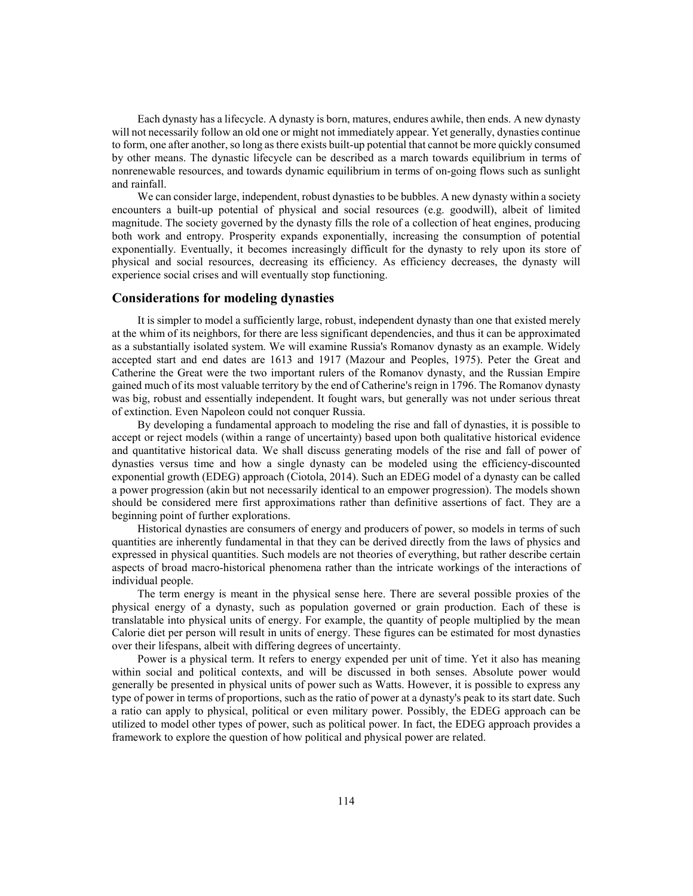Each dynasty has a lifecycle. A dynasty is born, matures, endures awhile, then ends. A new dynasty will not necessarily follow an old one or might not immediately appear. Yet generally, dynasties continue to form, one after another, so long as there exists built-up potential that cannot be more quickly consumed by other means. The dynastic lifecycle can be described as a march towards equilibrium in terms of nonrenewable resources, and towards dynamic equilibrium in terms of on-going flows such as sunlight and rainfall.

We can consider large, independent, robust dynasties to be bubbles. A new dynasty within a society encounters a built-up potential of physical and social resources (e.g. goodwill), albeit of limited magnitude. The society governed by the dynasty fills the role of a collection of heat engines, producing both work and entropy. Prosperity expands exponentially, increasing the consumption of potential exponentially. Eventually, it becomes increasingly difficult for the dynasty to rely upon its store of physical and social resources, decreasing its efficiency. As efficiency decreases, the dynasty will experience social crises and will eventually stop functioning.

## Considerations for modeling dynasties

It is simpler to model a sufficiently large, robust, independent dynasty than one that existed merely at the whim of its neighbors, for there are less significant dependencies, and thus it can be approximated as a substantially isolated system. We will examine Russia's Romanov dynasty as an example. Widely accepted start and end dates are 1613 and 1917 (Mazour and Peoples, 1975). Peter the Great and Catherine the Great were the two important rulers of the Romanov dynasty, and the Russian Empire gained much of its most valuable territory by the end of Catherine's reign in 1796. The Romanov dynasty was big, robust and essentially independent. It fought wars, but generally was not under serious threat of extinction. Even Napoleon could not conquer Russia.

By developing a fundamental approach to modeling the rise and fall of dynasties, it is possible to accept or reject models (within a range of uncertainty) based upon both qualitative historical evidence and quantitative historical data. We shall discuss generating models of the rise and fall of power of dynasties versus time and how a single dynasty can be modeled using the efficiency-discounted exponential growth (EDEG) approach (Ciotola, 2014). Such an EDEG model of a dynasty can be called a power progression (akin but not necessarily identical to an empower progression). The models shown should be considered mere first approximations rather than definitive assertions of fact. They are a beginning point of further explorations.

Historical dynasties are consumers of energy and producers of power, so models in terms of such quantities are inherently fundamental in that they can be derived directly from the laws of physics and expressed in physical quantities. Such models are not theories of everything, but rather describe certain aspects of broad macro-historical phenomena rather than the intricate workings of the interactions of individual people.

The term energy is meant in the physical sense here. There are several possible proxies of the physical energy of a dynasty, such as population governed or grain production. Each of these is translatable into physical units of energy. For example, the quantity of people multiplied by the mean Calorie diet per person will result in units of energy. These figures can be estimated for most dynasties over their lifespans, albeit with differing degrees of uncertainty.

Power is a physical term. It refers to energy expended per unit of time. Yet it also has meaning within social and political contexts, and will be discussed in both senses. Absolute power would generally be presented in physical units of power such as Watts. However, it is possible to express any type of power in terms of proportions, such as the ratio of power at a dynasty's peak to its start date. Such a ratio can apply to physical, political or even military power. Possibly, the EDEG approach can be utilized to model other types of power, such as political power. In fact, the EDEG approach provides a framework to explore the question of how political and physical power are related.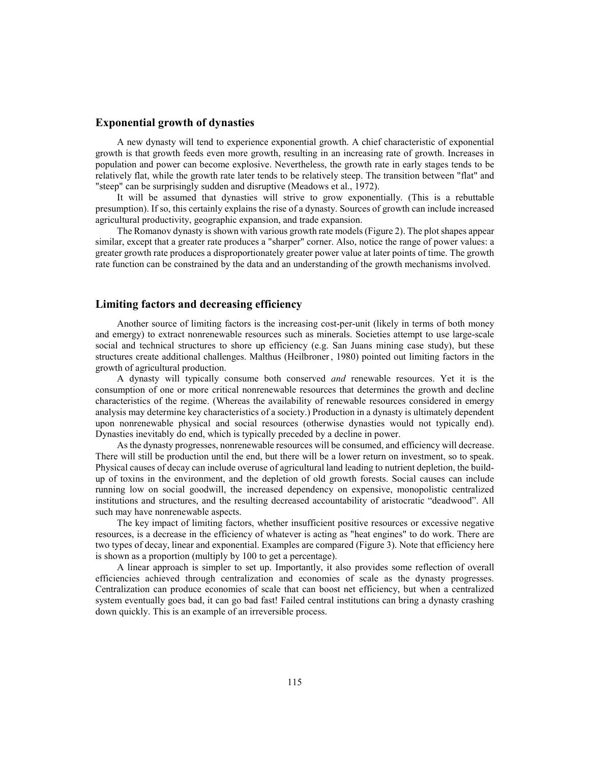## Exponential growth of dynasties

A new dynasty will tend to experience exponential growth. A chief characteristic of exponential growth is that growth feeds even more growth, resulting in an increasing rate of growth. Increases in population and power can become explosive. Nevertheless, the growth rate in early stages tends to be relatively flat, while the growth rate later tends to be relatively steep. The transition between "flat" and "steep" can be surprisingly sudden and disruptive (Meadows et al., 1972).

It will be assumed that dynasties will strive to grow exponentially. (This is a rebuttable presumption). If so, this certainly explains the rise of a dynasty. Sources of growth can include increased agricultural productivity, geographic expansion, and trade expansion.

The Romanov dynasty is shown with various growth rate models (Figure 2). The plot shapes appear similar, except that a greater rate produces a "sharper" corner. Also, notice the range of power values: a greater growth rate produces a disproportionately greater power value at later points of time. The growth rate function can be constrained by the data and an understanding of the growth mechanisms involved.

## Limiting factors and decreasing efficiency

Another source of limiting factors is the increasing cost-per-unit (likely in terms of both money and emergy) to extract nonrenewable resources such as minerals. Societies attempt to use large-scale social and technical structures to shore up efficiency (e.g. San Juans mining case study), but these structures create additional challenges. Malthus (Heilbroner, 1980) pointed out limiting factors in the growth of agricultural production.

A dynasty will typically consume both conserved *and* renewable resources. Yet it is the consumption of one or more critical nonrenewable resources that determines the growth and decline characteristics of the regime. (Whereas the availability of renewable resources considered in emergy analysis may determine key characteristics of a society.) Production in a dynasty is ultimately dependent upon nonrenewable physical and social resources (otherwise dynasties would not typically end). Dynasties inevitably do end, which is typically preceded by a decline in power.

As the dynasty progresses, nonrenewable resources will be consumed, and efficiency will decrease. There will still be production until the end, but there will be a lower return on investment, so to speak. Physical causes of decay can include overuse of agricultural land leading to nutrient depletion, the build-up of toxins in the environment, and the depletion of old growth forests. Social causes can include running low on social goodwill, the increased dependency on expensive, monopolistic centralized institutions and structures, and the resulting decreased accountability of aristocratic "deadwood". All such may have nonrenewable aspects.

The key impact of limiting factors, whether insufficient positive resources or excessive negative resources, is a decrease in the efficiency of whatever is acting as "heat engines" to do work. There are two types of decay, linear and exponential. Examples are compared (Figure 3). Note that efficiency here is shown as a proportion (multiply by 100 to get a percentage).

A linear approach is simpler to set up. Importantly, it also provides some reflection of overall efficiencies achieved through centralization and economies of scale as the dynasty progresses. Centralization can produce economies of scale that can boost net efficiency, but when a centralized system eventually goes bad, it can go bad fast! Failed central institutions can bring a dynasty crashing down quickly. This is an example of an irreversible process.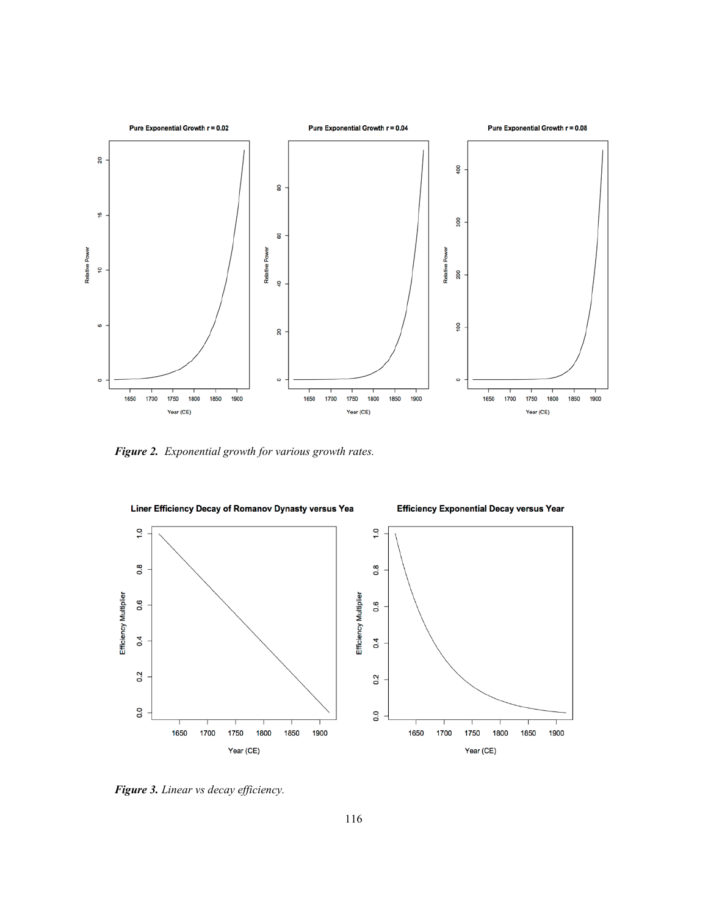*Figure 2.* *Exponential growth for various growth rates.*

*Figure 3.* *Linear vs decay efficiency.*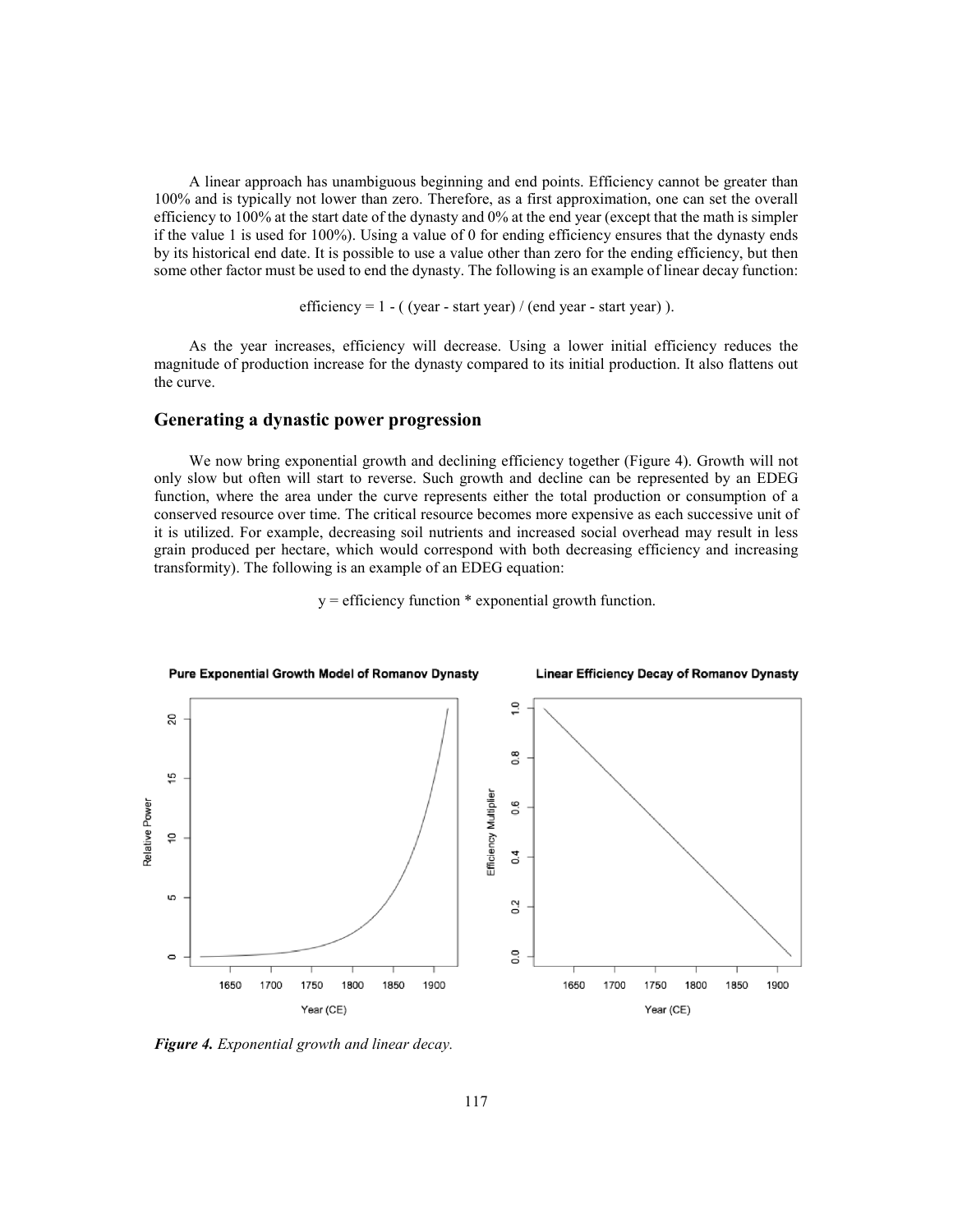A linear approach has unambiguous beginning and end points. Efficiency cannot be greater than 100% and is typically not lower than zero. Therefore, as a first approximation, one can set the overall efficiency to 100% at the start date of the dynasty and 0% at the end year (except that the math is simpler if the value 1 is used for 100%). Using a value of 0 for ending efficiency ensures that the dynasty ends by its historical end date. It is possible to use a value other than zero for the ending efficiency, but then some other factor must be used to end the dynasty. The following is an example of linear decay function:

$$\text{efficiency} = 1 - ( (\text{year} - \text{start year}) / (\text{end year} - \text{start year}) ).$$

As the year increases, efficiency will decrease. Using a lower initial efficiency reduces the magnitude of production increase for the dynasty compared to its initial production. It also flattens out the curve.

## Generating a dynastic power progression

We now bring exponential growth and declining efficiency together (Figure 4). Growth will not only slow but often will start to reverse. Such growth and decline can be represented by an EDEG function, where the area under the curve represents either the total production or consumption of a conserved resource over time. The critical resource becomes more expensive as each successive unit of it is utilized. For example, decreasing soil nutrients and increased social overhead may result in less grain produced per hectare, which would correspond with both decreasing efficiency and increasing transformity). The following is an example of an EDEG equation:

$$y = \text{efficiency function} * \text{exponential growth function}.$$

*Figure 4. Exponential growth and linear decay.*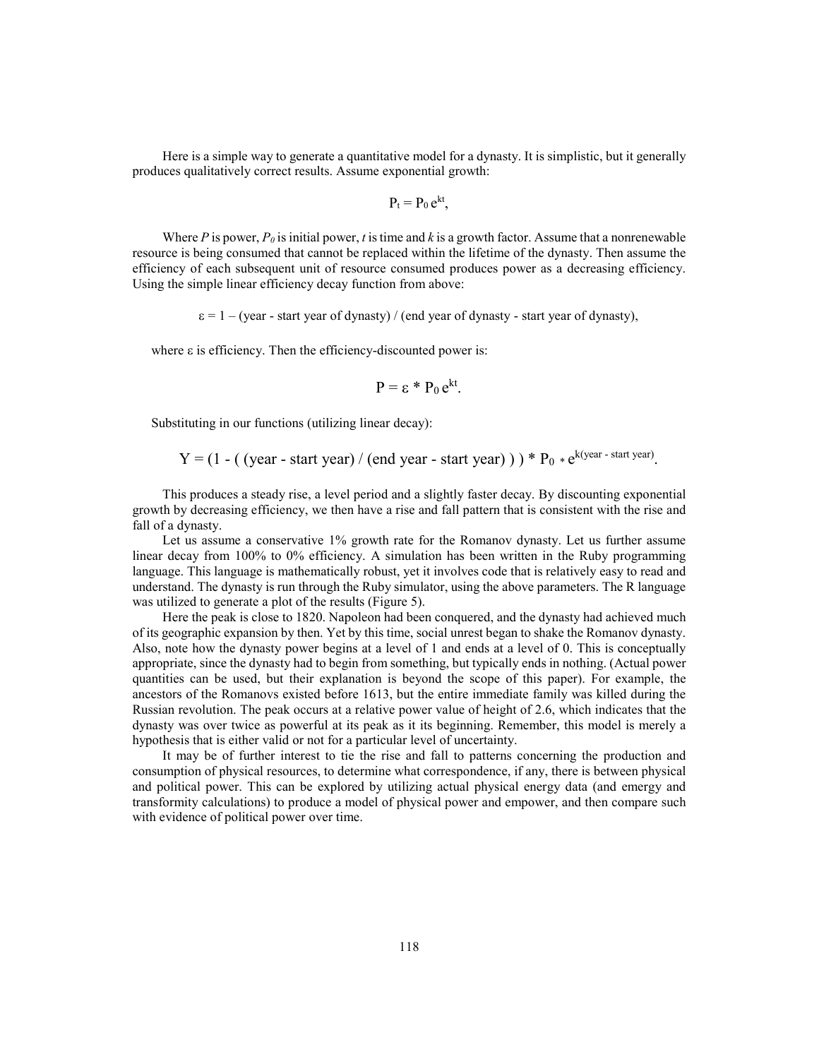Here is a simple way to generate a quantitative model for a dynasty. It is simplistic, but it generally produces qualitatively correct results. Assume exponential growth:

$$P_t = P_0 e^{kt},$$

Where $P$ is power, $P_0$ is initial power, $t$ is time and $k$ is a growth factor. Assume that a nonrenewable resource is being consumed that cannot be replaced within the lifetime of the dynasty. Then assume the efficiency of each subsequent unit of resource consumed produces power as a decreasing efficiency. Using the simple linear efficiency decay function from above:

$$\varepsilon = 1 - (\text{year - start year of dynasty}) / (\text{end year of dynasty - start year of dynasty}),$$

where $\varepsilon$ is efficiency. Then the efficiency-discounted power is:

$$P = \varepsilon * P_0 e^{kt}.$$

Substituting in our functions (utilizing linear decay):

$$Y = (1 - ( (\text{year - start year}) / (\text{end year - start year}) ) ) * P_0 * e^{k(\text{year - start year})}.$$

This produces a steady rise, a level period and a slightly faster decay. By discounting exponential growth by decreasing efficiency, we then have a rise and fall pattern that is consistent with the rise and fall of a dynasty.

Let us assume a conservative 1% growth rate for the Romanov dynasty. Let us further assume linear decay from 100% to 0% efficiency. A simulation has been written in the Ruby programming language. This language is mathematically robust, yet it involves code that is relatively easy to read and understand. The dynasty is run through the Ruby simulator, using the above parameters. The R language was utilized to generate a plot of the results (Figure 5).

Here the peak is close to 1820. Napoleon had been conquered, and the dynasty had achieved much of its geographic expansion by then. Yet by this time, social unrest began to shake the Romanov dynasty. Also, note how the dynasty power begins at a level of 1 and ends at a level of 0. This is conceptually appropriate, since the dynasty had to begin from something, but typically ends in nothing. (Actual power quantities can be used, but their explanation is beyond the scope of this paper). For example, the ancestors of the Romanovs existed before 1613, but the entire immediate family was killed during the Russian revolution. The peak occurs at a relative power value of height of 2.6, which indicates that the dynasty was over twice as powerful at its peak as it its beginning. Remember, this model is merely a hypothesis that is either valid or not for a particular level of uncertainty.

It may be of further interest to tie the rise and fall to patterns concerning the production and consumption of physical resources, to determine what correspondence, if any, there is between physical and political power. This can be explored by utilizing actual physical energy data (and emergy and transformity calculations) to produce a model of physical power and empower, and then compare such with evidence of political power over time.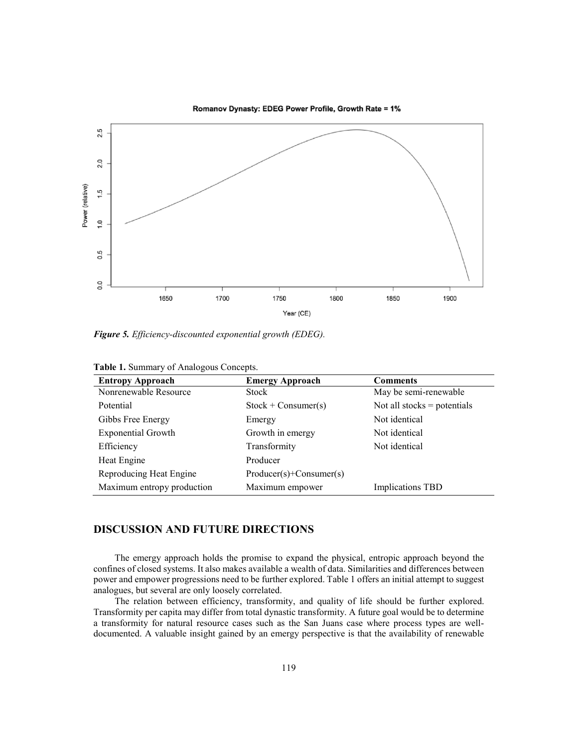*Figure 5. Efficiency-discounted exponential growth (EDEG).*

**Table 1.** Summary of Analogous Concepts.

| Entropy Approach | Emergy Approach | Comments |
|---|---|---|
| Nonrenewable Resource | Stock | May be semi-renewable |
| Potential | Stock + Consumer(s) | Not all stocks = potentials |
| Gibbs Free Energy | Emergy | Not identical |
| Exponential Growth | Growth in emergy | Not identical |
| Efficiency | Transformity | Not identical |
| Heat Engine | Producer | |
| Reproducing Heat Engine | Producer(s)+Consumer(s) | |
| Maximum entropy production | Maximum empower | Implications TBD |

## DISCUSSION AND FUTURE DIRECTIONS

The emergy approach holds the promise to expand the physical, entropic approach beyond the confines of closed systems. It also makes available a wealth of data. Similarities and differences between power and empower progressions need to be further explored. Table 1 offers an initial attempt to suggest analogues, but several are only loosely correlated.

The relation between efficiency, transformity, and quality of life should be further explored. Transformity per capita may differ from total dynastic transformity. A future goal would be to determine a transformity for natural resource cases such as the San Juans case where process types are well-documented. A valuable insight gained by an emergy perspective is that the availability of renewable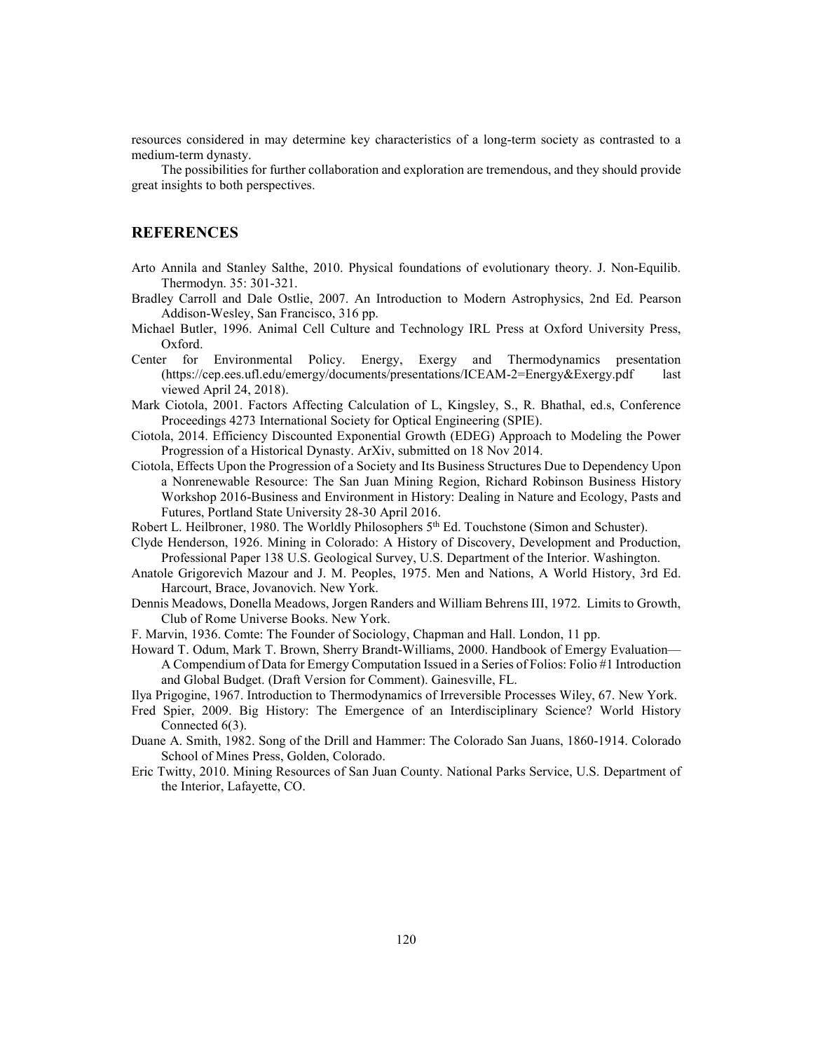resources considered in may determine key characteristics of a long-term society as contrasted to a medium-term dynasty.

The possibilities for further collaboration and exploration are tremendous, and they should provide great insights to both perspectives.

## REFERENCES

Arto Annila and Stanley Salthe, 2010. Physical foundations of evolutionary theory. J. Non-Equilib. Thermodyn. 35: 301-321.

Bradley Carroll and Dale Ostlie, 2007. An Introduction to Modern Astrophysics, 2nd Ed. Pearson Addison-Wesley, San Francisco, 316 pp.

Michael Butler, 1996. Animal Cell Culture and Technology IRL Press at Oxford University Press, Oxford.

Center for Environmental Policy. Energy, Exergy and Thermodynamics presentation (https://cep.ees.ufl.edu/emergy/documents/presentations/ICEAM-2=Energy&Exergy.pdf last viewed April 24, 2018).

Mark Ciotola, 2001. Factors Affecting Calculation of L, Kingsley, S., R. Bhathal, ed.s, Conference Proceedings 4273 International Society for Optical Engineering (SPIE).

Ciotola, 2014. Efficiency Discounted Exponential Growth (EDEG) Approach to Modeling the Power Progression of a Historical Dynasty. ArXiv, submitted on 18 Nov 2014.

Ciotola, Effects Upon the Progression of a Society and Its Business Structures Due to Dependency Upon a Nonrenewable Resource: The San Juan Mining Region, Richard Robinson Business History Workshop 2016-Business and Environment in History: Dealing in Nature and Ecology, Pasts and Futures, Portland State University 28-30 April 2016.

Robert L. Heilbroner, 1980. The Worldly Philosophers 5th Ed. Touchstone (Simon and Schuster).

Clyde Henderson, 1926. Mining in Colorado: A History of Discovery, Development and Production, Professional Paper 138 U.S. Geological Survey, U.S. Department of the Interior. Washington.

Anatole Grigorevich Mazour and J. M. Peoples, 1975. Men and Nations, A World History, 3rd Ed. Harcourt, Brace, Jovanovich. New York.

Dennis Meadows, Donella Meadows, Jorgen Randers and William Behrens III, 1972. Limits to Growth, Club of Rome Universe Books. New York.

F. Marvin, 1936. Comte: The Founder of Sociology, Chapman and Hall. London, 11 pp.

Howard T. Odum, Mark T. Brown, Sherry Brandt-Williams, 2000. Handbook of Emergy Evaluation—A Compendium of Data for Emergy Computation Issued in a Series of Folios: Folio #1 Introduction and Global Budget. (Draft Version for Comment). Gainesville, FL.

Ilya Prigogine, 1967. Introduction to Thermodynamics of Irreversible Processes Wiley, 67. New York.

Fred Spier, 2009. Big History: The Emergence of an Interdisciplinary Science? World History Connected 6(3).

Duane A. Smith, 1982. Song of the Drill and Hammer: The Colorado San Juans, 1860-1914. Colorado School of Mines Press, Golden, Colorado.

Eric Twitty, 2010. Mining Resources of San Juan County. National Parks Service, U.S. Department of the Interior, Lafayette, CO.